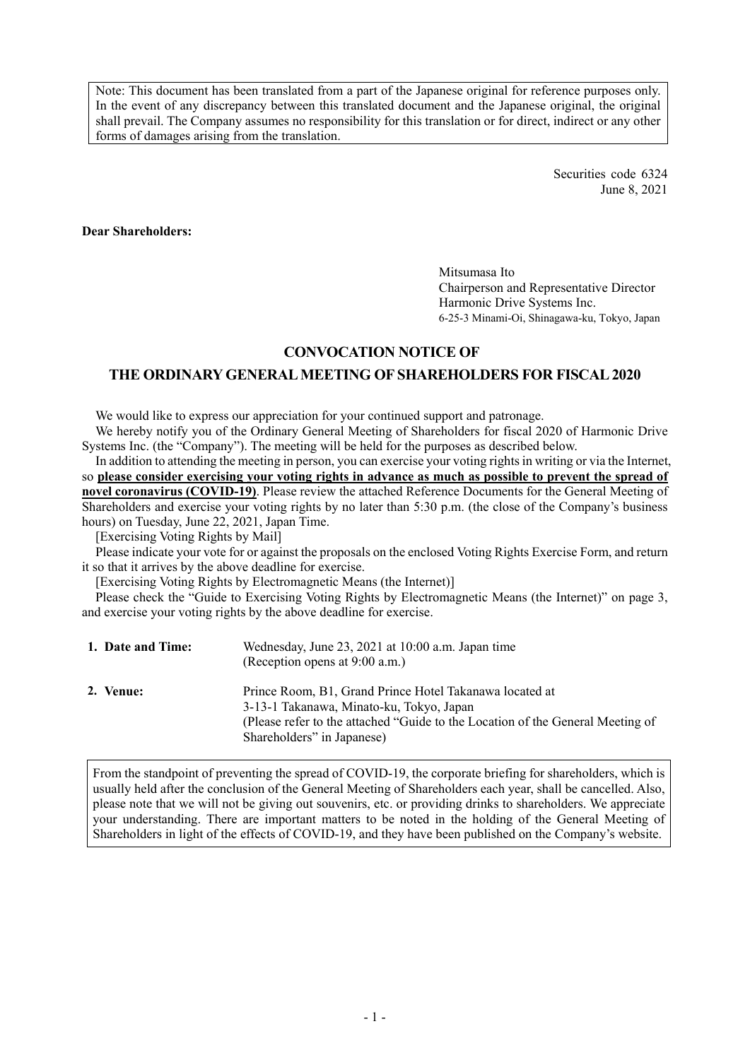Note: This document has been translated from a part of the Japanese original for reference purposes only. In the event of any discrepancy between this translated document and the Japanese original, the original shall prevail. The Company assumes no responsibility for this translation or for direct, indirect or any other forms of damages arising from the translation.

Securities code 6324
June 8, 2021

**Dear Shareholders:**

Mitsumasa Ito
Chairperson and Representative Director
Harmonic Drive Systems Inc.
6-25-3 Minami-Oi, Shinagawa-ku, Tokyo, Japan

## CONVOCATION NOTICE OF THE ORDINARY GENERAL MEETING OF SHAREHOLDERS FOR FISCAL 2020

We would like to express our appreciation for your continued support and patronage.

We hereby notify you of the Ordinary General Meeting of Shareholders for fiscal 2020 of Harmonic Drive Systems Inc. (the "Company"). The meeting will be held for the purposes as described below.

In addition to attending the meeting in person, you can exercise your voting rights in writing or via the Internet, so **please consider exercising your voting rights in advance as much as possible to prevent the spread of novel coronavirus (COVID-19)**. Please review the attached Reference Documents for the General Meeting of Shareholders and exercise your voting rights by no later than 5:30 p.m. (the close of the Company's business hours) on Tuesday, June 22, 2021, Japan Time.

[Exercising Voting Rights by Mail]

Please indicate your vote for or against the proposals on the enclosed Voting Rights Exercise Form, and return it so that it arrives by the above deadline for exercise.

[Exercising Voting Rights by Electromagnetic Means (the Internet)]

Please check the "Guide to Exercising Voting Rights by Electromagnetic Means (the Internet)" on page 3, and exercise your voting rights by the above deadline for exercise.

**1. Date and Time:** Wednesday, June 23, 2021 at 10:00 a.m. Japan time
(Reception opens at 9:00 a.m.)

**2. Venue:** Prince Room, B1, Grand Prince Hotel Takanawa located at
3-13-1 Takanawa, Minato-ku, Tokyo, Japan
(Please refer to the attached "Guide to the Location of the General Meeting of Shareholders" in Japanese)

From the standpoint of preventing the spread of COVID-19, the corporate briefing for shareholders, which is usually held after the conclusion of the General Meeting of Shareholders each year, shall be cancelled. Also, please note that we will not be giving out souvenirs, etc. or providing drinks to shareholders. We appreciate your understanding. There are important matters to be noted in the holding of the General Meeting of Shareholders in light of the effects of COVID-19, and they have been published on the Company's website.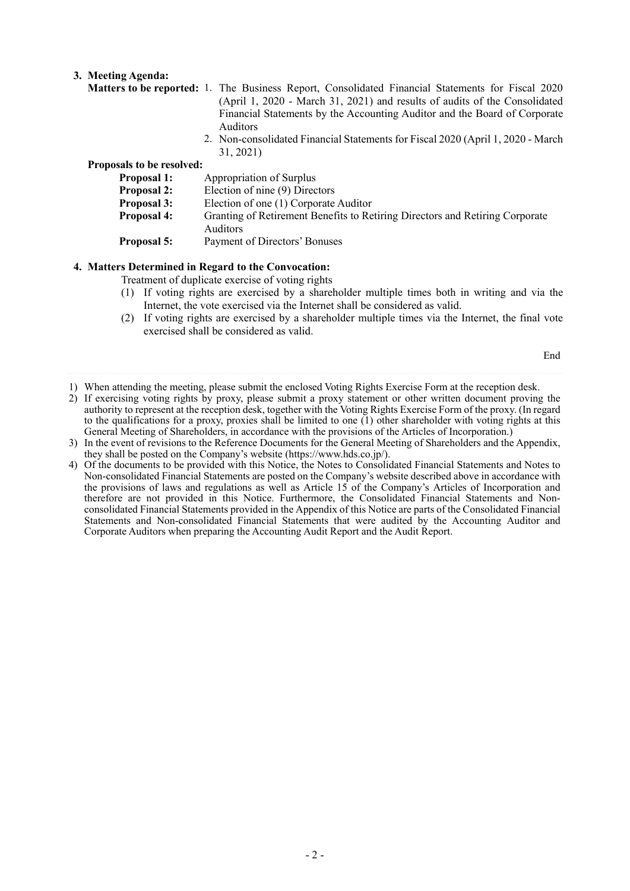### 3. Meeting Agenda:

**Matters to be reported:**

1. The Business Report, Consolidated Financial Statements for Fiscal 2020 (April 1, 2020 - March 31, 2021) and results of audits of the Consolidated Financial Statements by the Accounting Auditor and the Board of Corporate Auditors
2. Non-consolidated Financial Statements for Fiscal 2020 (April 1, 2020 - March 31, 2021)

**Proposals to be resolved:**

**Proposal 1:** Appropriation of Surplus

**Proposal 2:** Election of nine (9) Directors

**Proposal 3:** Election of one (1) Corporate Auditor

**Proposal 4:** Granting of Retirement Benefits to Retiring Directors and Retiring Corporate Auditors

**Proposal 5:** Payment of Directors' Bonuses

### 4. Matters Determined in Regard to the Convocation:

Treatment of duplicate exercise of voting rights

(1) If voting rights are exercised by a shareholder multiple times both in writing and via the Internet, the vote exercised via the Internet shall be considered as valid.

(2) If voting rights are exercised by a shareholder multiple times via the Internet, the final vote exercised shall be considered as valid.

End

---

1) When attending the meeting, please submit the enclosed Voting Rights Exercise Form at the reception desk.
2) If exercising voting rights by proxy, please submit a proxy statement or other written document proving the authority to represent at the reception desk, together with the Voting Rights Exercise Form of the proxy. (In regard to the qualifications for a proxy, proxies shall be limited to one (1) other shareholder with voting rights at this General Meeting of Shareholders, in accordance with the provisions of the Articles of Incorporation.)
3) In the event of revisions to the Reference Documents for the General Meeting of Shareholders and the Appendix, they shall be posted on the Company's website (https://www.hds.co.jp/).
4) Of the documents to be provided with this Notice, the Notes to Consolidated Financial Statements and Notes to Non-consolidated Financial Statements are posted on the Company's website described above in accordance with the provisions of laws and regulations as well as Article 15 of the Company's Articles of Incorporation and therefore are not provided in this Notice. Furthermore, the Consolidated Financial Statements and Non-consolidated Financial Statements provided in the Appendix of this Notice are parts of the Consolidated Financial Statements and Non-consolidated Financial Statements that were audited by the Accounting Auditor and Corporate Auditors when preparing the Accounting Audit Report and the Audit Report.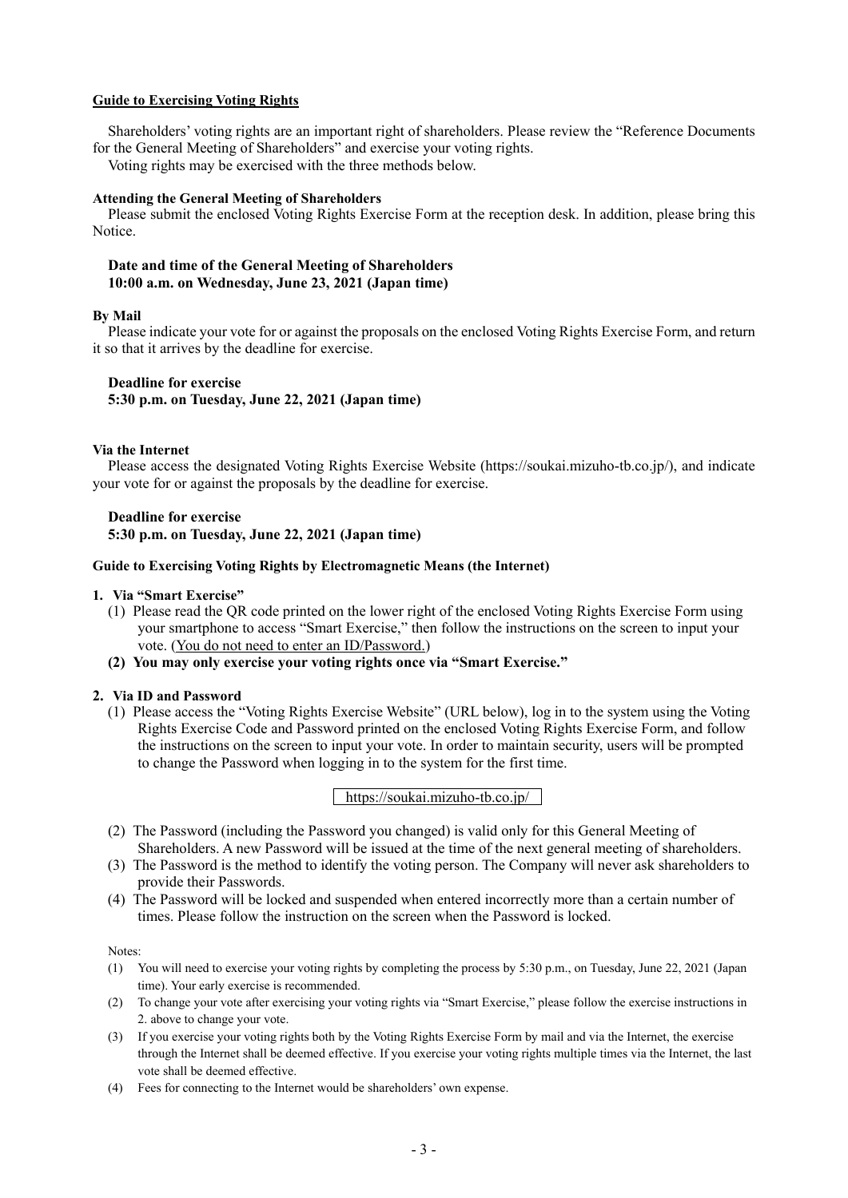## Guide to Exercising Voting Rights

Shareholders' voting rights are an important right of shareholders. Please review the "Reference Documents for the General Meeting of Shareholders" and exercise your voting rights.

Voting rights may be exercised with the three methods below.

### Attending the General Meeting of Shareholders

Please submit the enclosed Voting Rights Exercise Form at the reception desk. In addition, please bring this Notice.

**Date and time of the General Meeting of Shareholders**
**10:00 a.m. on Wednesday, June 23, 2021 (Japan time)**

### By Mail

Please indicate your vote for or against the proposals on the enclosed Voting Rights Exercise Form, and return it so that it arrives by the deadline for exercise.

**Deadline for exercise**
**5:30 p.m. on Tuesday, June 22, 2021 (Japan time)**

### Via the Internet

Please access the designated Voting Rights Exercise Website (https://soukai.mizuho-tb.co.jp/), and indicate your vote for or against the proposals by the deadline for exercise.

**Deadline for exercise**
**5:30 p.m. on Tuesday, June 22, 2021 (Japan time)**

### Guide to Exercising Voting Rights by Electromagnetic Means (the Internet)

**1. Via "Smart Exercise"**

(1) Please read the QR code printed on the lower right of the enclosed Voting Rights Exercise Form using your smartphone to access "Smart Exercise," then follow the instructions on the screen to input your vote. (You do not need to enter an ID/Password.)

**(2) You may only exercise your voting rights once via "Smart Exercise."**

**2. Via ID and Password**

(1) Please access the "Voting Rights Exercise Website" (URL below), log in to the system using the Voting Rights Exercise Code and Password printed on the enclosed Voting Rights Exercise Form, and follow the instructions on the screen to input your vote. In order to maintain security, users will be prompted to change the Password when logging in to the system for the first time.

https://soukai.mizuho-tb.co.jp/

(2) The Password (including the Password you changed) is valid only for this General Meeting of Shareholders. A new Password will be issued at the time of the next general meeting of shareholders.

(3) The Password is the method to identify the voting person. The Company will never ask shareholders to provide their Passwords.

(4) The Password will be locked and suspended when entered incorrectly more than a certain number of times. Please follow the instruction on the screen when the Password is locked.

Notes:

(1) You will need to exercise your voting rights by completing the process by 5:30 p.m., on Tuesday, June 22, 2021 (Japan time). Your early exercise is recommended.

(2) To change your vote after exercising your voting rights via "Smart Exercise," please follow the exercise instructions in 2. above to change your vote.

(3) If you exercise your voting rights both by the Voting Rights Exercise Form by mail and via the Internet, the exercise through the Internet shall be deemed effective. If you exercise your voting rights multiple times via the Internet, the last vote shall be deemed effective.

(4) Fees for connecting to the Internet would be shareholders' own expense.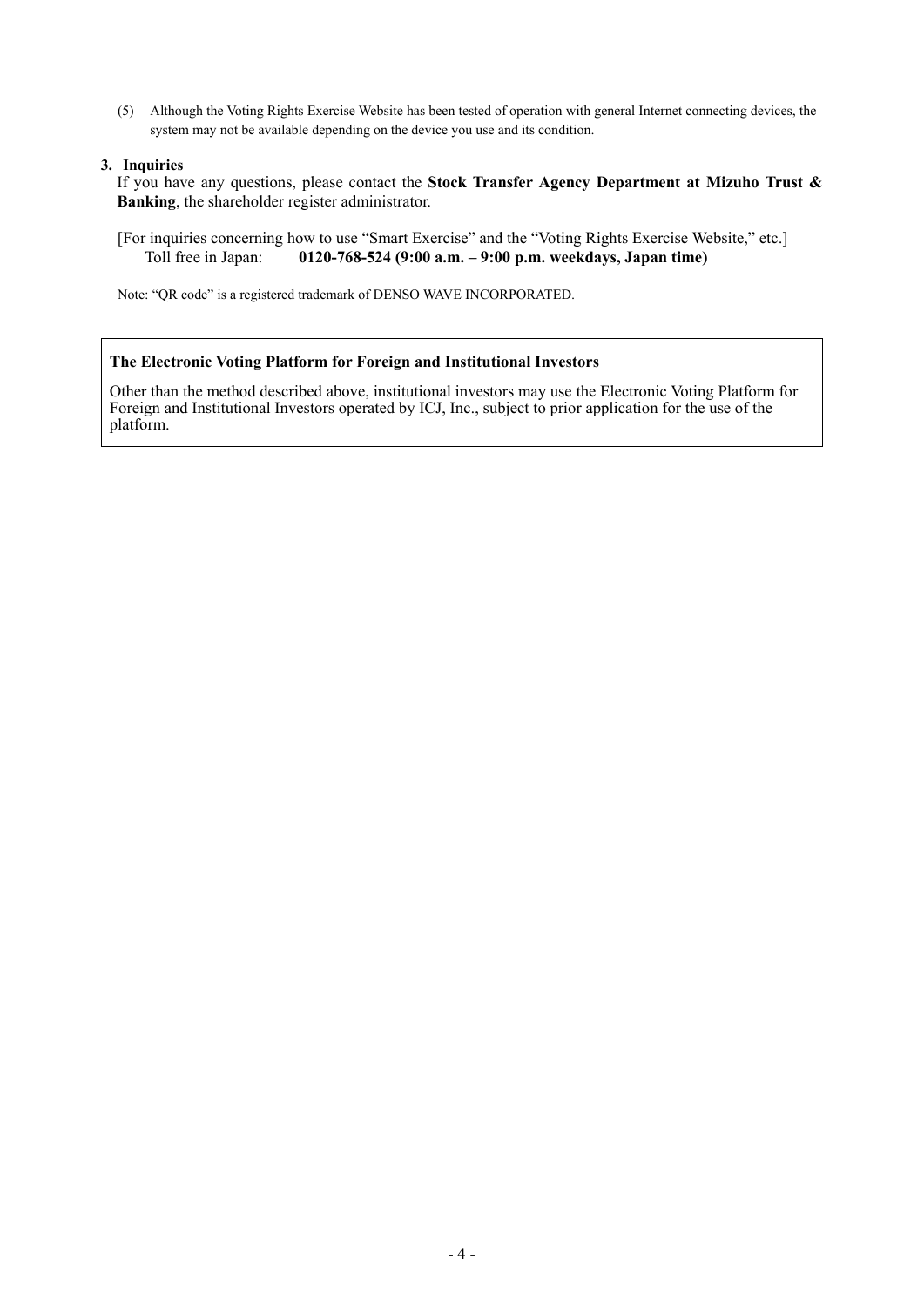(5) Although the Voting Rights Exercise Website has been tested of operation with general Internet connecting devices, the system may not be available depending on the device you use and its condition.

**3. Inquiries**

If you have any questions, please contact the **Stock Transfer Agency Department at Mizuho Trust & Banking**, the shareholder register administrator.

[For inquiries concerning how to use "Smart Exercise" and the "Voting Rights Exercise Website," etc.]
Toll free in Japan: **0120-768-524 (9:00 a.m. – 9:00 p.m. weekdays, Japan time)**

Note: "QR code" is a registered trademark of DENSO WAVE INCORPORATED.

**The Electronic Voting Platform for Foreign and Institutional Investors**

Other than the method described above, institutional investors may use the Electronic Voting Platform for Foreign and Institutional Investors operated by ICJ, Inc., subject to prior application for the use of the platform.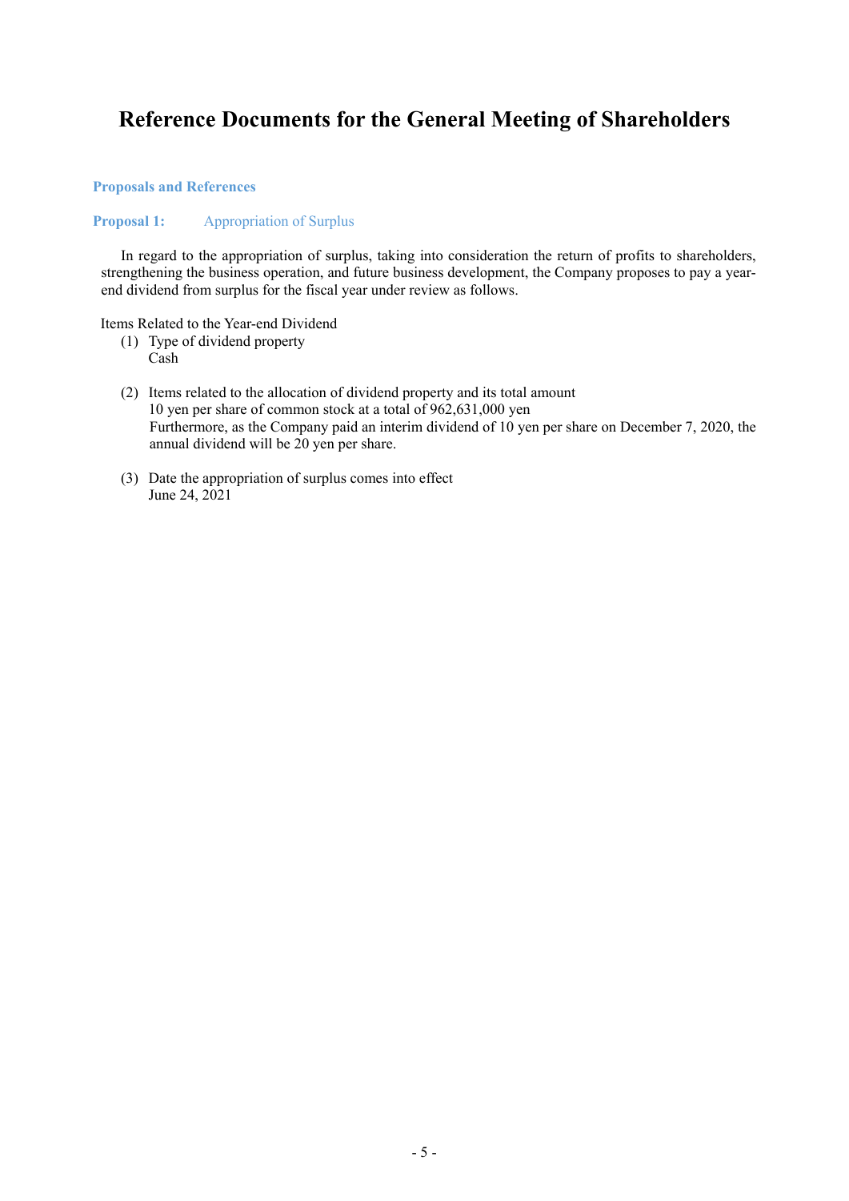# Reference Documents for the General Meeting of Shareholders

### Proposals and References

### Proposal 1: Appropriation of Surplus

In regard to the appropriation of surplus, taking into consideration the return of profits to shareholders, strengthening the business operation, and future business development, the Company proposes to pay a year-end dividend from surplus for the fiscal year under review as follows.

Items Related to the Year-end Dividend

(1) Type of dividend property
Cash

(2) Items related to the allocation of dividend property and its total amount
10 yen per share of common stock at a total of 962,631,000 yen
Furthermore, as the Company paid an interim dividend of 10 yen per share on December 7, 2020, the annual dividend will be 20 yen per share.

(3) Date the appropriation of surplus comes into effect
June 24, 2021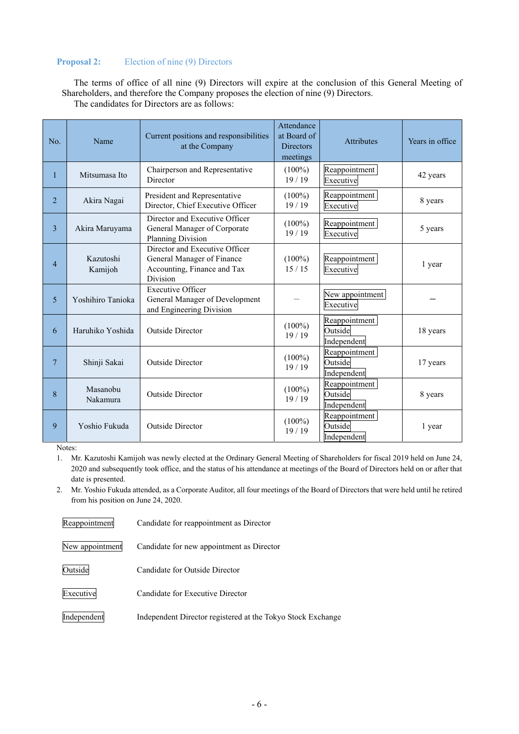## Proposal 2: Election of nine (9) Directors

The terms of office of all nine (9) Directors will expire at the conclusion of this General Meeting of Shareholders, and therefore the Company proposes the election of nine (9) Directors.

The candidates for Directors are as follows:

| No. | Name | Current positions and responsibilities at the Company | Attendance at Board of Directors meetings | Attributes | Years in office |
|---|---|---|---|---|---|
| 1 | Mitsumasa Ito | Chairperson and Representative Director | (100%) 19 / 19 | Reappointment Executive | 42 years |
| 2 | Akira Nagai | President and Representative Director, Chief Executive Officer | (100%) 19 / 19 | Reappointment Executive | 8 years |
| 3 | Akira Maruyama | Director and Executive Officer General Manager of Corporate Planning Division | (100%) 19 / 19 | Reappointment Executive | 5 years |
| 4 | Kazutoshi Kamijoh | Director and Executive Officer General Manager of Finance Accounting, Finance and Tax Division | (100%) 15 / 15 | Reappointment Executive | 1 year |
| 5 | Yoshihiro Tanioka | Executive Officer General Manager of Development and Engineering Division | — | New appointment Executive | — |
| 6 | Haruhiko Yoshida | Outside Director | (100%) 19 / 19 | Reappointment Outside Independent | 18 years |
| 7 | Shinji Sakai | Outside Director | (100%) 19 / 19 | Reappointment Outside Independent | 17 years |
| 8 | Masanobu Nakamura | Outside Director | (100%) 19 / 19 | Reappointment Outside Independent | 8 years |
| 9 | Yoshio Fukuda | Outside Director | (100%) 19 / 19 | Reappointment Outside Independent | 1 year |

Notes:

1. Mr. Kazutoshi Kamijoh was newly elected at the Ordinary General Meeting of Shareholders for fiscal 2019 held on June 24, 2020 and subsequently took office, and the status of his attendance at meetings of the Board of Directors held on or after that date is presented.
2. Mr. Yoshio Fukuda attended, as a Corporate Auditor, all four meetings of the Board of Directors that were held until he retired from his position on June 24, 2020.

| | |
|---|---|
| Reappointment | Candidate for reappointment as Director |
| New appointment | Candidate for new appointment as Director |
| Outside | Candidate for Outside Director |
| Executive | Candidate for Executive Director |
| Independent | Independent Director registered at the Tokyo Stock Exchange |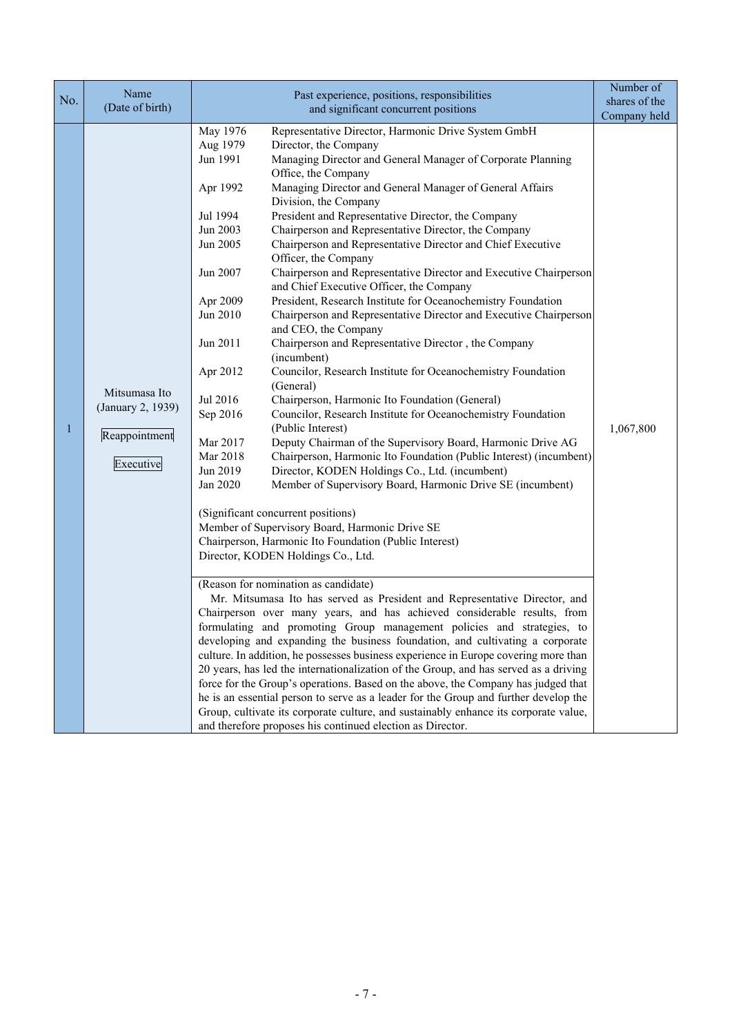| No. | Name (Date of birth) | Past experience, positions, responsibilities and significant concurrent positions | Number of shares of the Company held |
|---|---|---|---|
| 1 | Mitsumasa Ito (January 2, 1939)<br><br>Reappointment<br><br>Executive | May 1976 Representative Director, Harmonic Drive System GmbH<br>Aug 1979 Director, the Company<br>Jun 1991 Managing Director and General Manager of Corporate Planning Office, the Company<br>Apr 1992 Managing Director and General Manager of General Affairs Division, the Company<br>Jul 1994 President and Representative Director, the Company<br>Jun 2003 Chairperson and Representative Director, the Company<br>Jun 2005 Chairperson and Representative Director and Chief Executive Officer, the Company<br>Jun 2007 Chairperson and Representative Director and Executive Chairperson and Chief Executive Officer, the Company<br>Apr 2009 President, Research Institute for Oceanochemistry Foundation<br>Jun 2010 Chairperson and Representative Director and Executive Chairperson and CEO, the Company<br>Jun 2011 Chairperson and Representative Director , the Company (incumbent)<br>Apr 2012 Councilor, Research Institute for Oceanochemistry Foundation (General)<br>Jul 2016 Chairperson, Harmonic Ito Foundation (General)<br>Sep 2016 Councilor, Research Institute for Oceanochemistry Foundation (Public Interest)<br>Mar 2017 Deputy Chairman of the Supervisory Board, Harmonic Drive AG<br>Mar 2018 Chairperson, Harmonic Ito Foundation (Public Interest) (incumbent)<br>Jun 2019 Director, KODEN Holdings Co., Ltd. (incumbent)<br>Jan 2020 Member of Supervisory Board, Harmonic Drive SE (incumbent)<br><br>(Significant concurrent positions)<br>Member of Supervisory Board, Harmonic Drive SE<br>Chairperson, Harmonic Ito Foundation (Public Interest)<br>Director, KODEN Holdings Co., Ltd. | 1,067,800 |
| | | (Reason for nomination as candidate)<br>Mr. Mitsumasa Ito has served as President and Representative Director, and Chairperson over many years, and has achieved considerable results, from formulating and promoting Group management policies and strategies, to developing and expanding the business foundation, and cultivating a corporate culture. In addition, he possesses business experience in Europe covering more than 20 years, has led the internationalization of the Group, and has served as a driving force for the Group's operations. Based on the above, the Company has judged that he is an essential person to serve as a leader for the Group and further develop the Group, cultivate its corporate culture, and sustainably enhance its corporate value, and therefore proposes his continued election as Director. | |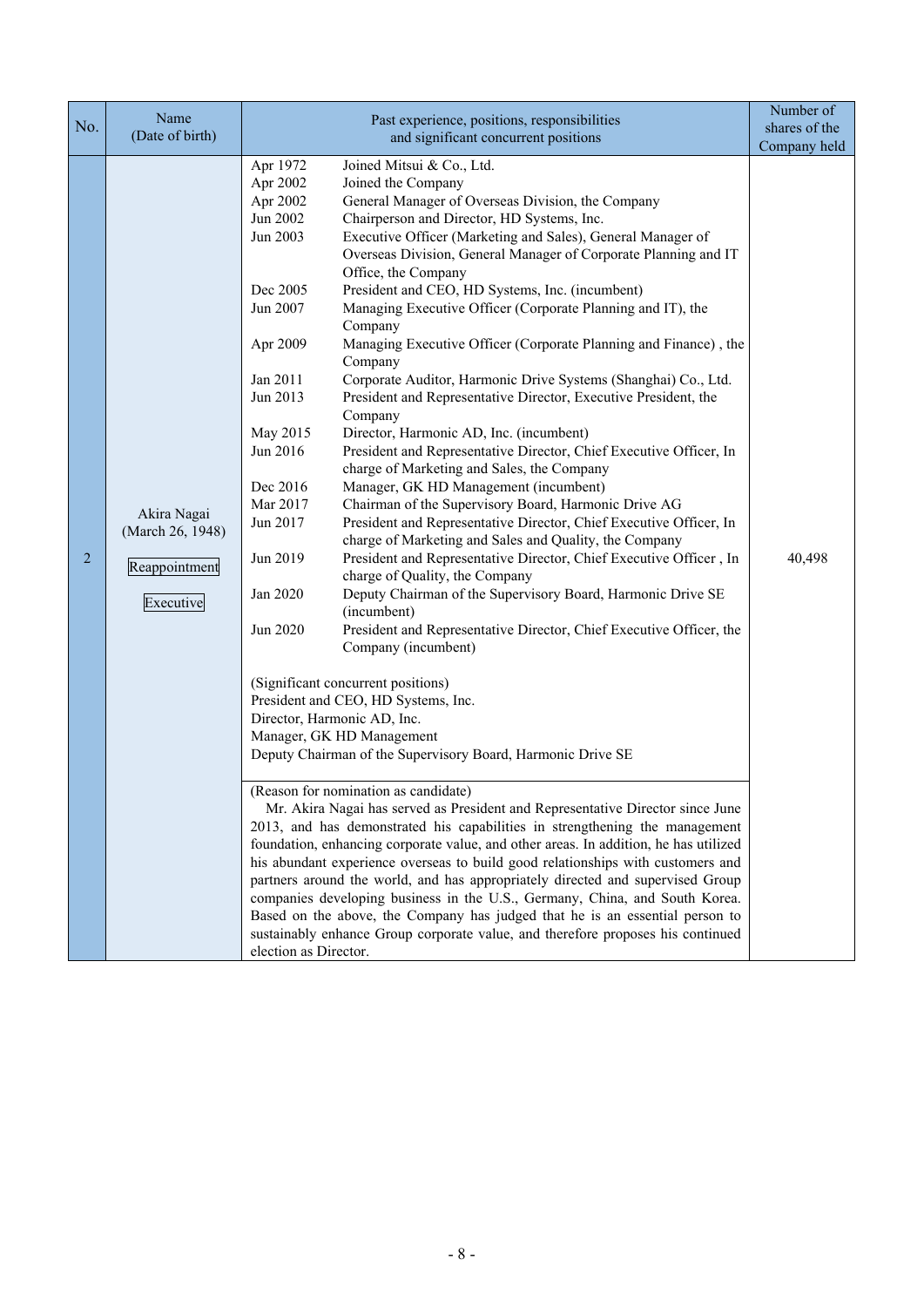| No. | Name (Date of birth) | Past experience, positions, responsibilities and significant concurrent positions | Number of shares of the Company held |
|---|---|---|---|
| 2 | Akira Nagai (March 26, 1948) Reappointment Executive | Apr 1972 Joined Mitsui & Co., Ltd.<br>Apr 2002 Joined the Company<br>Apr 2002 General Manager of Overseas Division, the Company<br>Jun 2002 Chairperson and Director, HD Systems, Inc.<br>Jun 2003 Executive Officer (Marketing and Sales), General Manager of Overseas Division, General Manager of Corporate Planning and IT Office, the Company<br>Dec 2005 President and CEO, HD Systems, Inc. (incumbent)<br>Jun 2007 Managing Executive Officer (Corporate Planning and IT), the Company<br>Apr 2009 Managing Executive Officer (Corporate Planning and Finance) , the Company<br>Jan 2011 Corporate Auditor, Harmonic Drive Systems (Shanghai) Co., Ltd.<br>Jun 2013 President and Representative Director, Executive President, the Company<br>May 2015 Director, Harmonic AD, Inc. (incumbent)<br>Jun 2016 President and Representative Director, Chief Executive Officer, In charge of Marketing and Sales, the Company<br>Dec 2016 Manager, GK HD Management (incumbent)<br>Mar 2017 Chairman of the Supervisory Board, Harmonic Drive AG<br>Jun 2017 President and Representative Director, Chief Executive Officer, In charge of Marketing and Sales and Quality, the Company<br>Jun 2019 President and Representative Director, Chief Executive Officer , In charge of Quality, the Company<br>Jan 2020 Deputy Chairman of the Supervisory Board, Harmonic Drive SE (incumbent)<br>Jun 2020 President and Representative Director, Chief Executive Officer, the Company (incumbent)<br><br>(Significant concurrent positions)<br>President and CEO, HD Systems, Inc.<br>Director, Harmonic AD, Inc.<br>Manager, GK HD Management<br>Deputy Chairman of the Supervisory Board, Harmonic Drive SE | 40,498 |
| | | (Reason for nomination as candidate)<br>Mr. Akira Nagai has served as President and Representative Director since June 2013, and has demonstrated his capabilities in strengthening the management foundation, enhancing corporate value, and other areas. In addition, he has utilized his abundant experience overseas to build good relationships with customers and partners around the world, and has appropriately directed and supervised Group companies developing business in the U.S., Germany, China, and South Korea. Based on the above, the Company has judged that he is an essential person to sustainably enhance Group corporate value, and therefore proposes his continued election as Director. | |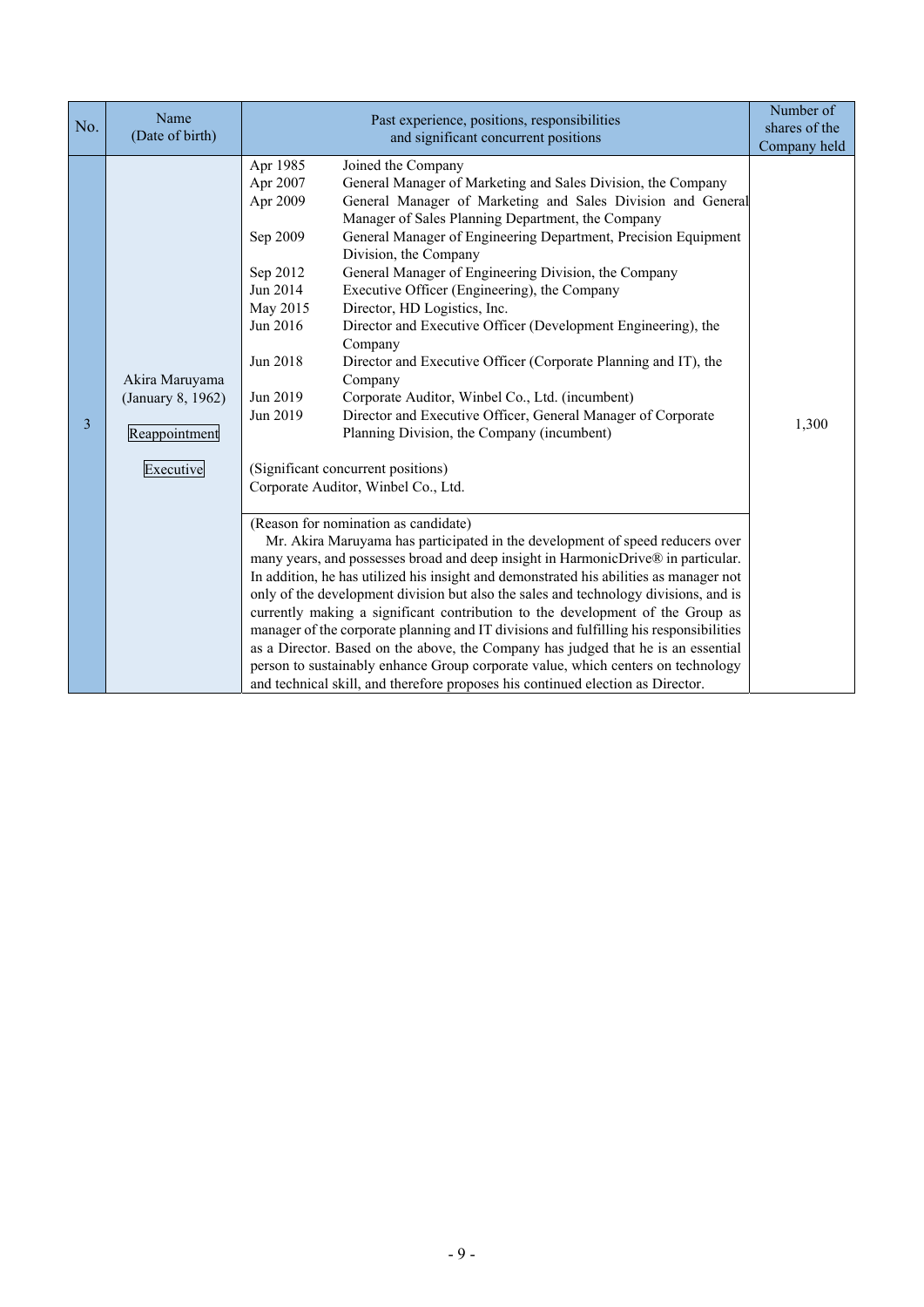| No. | Name (Date of birth) | Past experience, positions, responsibilities and significant concurrent positions | Number of shares of the Company held |
|---|---|---|---|
| 3 | Akira Maruyama (January 8, 1962) Reappointment Executive | Apr 1985 Joined the Company<br>Apr 2007 General Manager of Marketing and Sales Division, the Company<br>Apr 2009 General Manager of Marketing and Sales Division and General Manager of Sales Planning Department, the Company<br>Sep 2009 General Manager of Engineering Department, Precision Equipment Division, the Company<br>Sep 2012 General Manager of Engineering Division, the Company<br>Jun 2014 Executive Officer (Engineering), the Company<br>May 2015 Director, HD Logistics, Inc.<br>Jun 2016 Director and Executive Officer (Development Engineering), the Company<br>Jun 2018 Director and Executive Officer (Corporate Planning and IT), the Company<br>Jun 2019 Corporate Auditor, Winbel Co., Ltd. (incumbent)<br>Jun 2019 Director and Executive Officer, General Manager of Corporate Planning Division, the Company (incumbent)<br><br>(Significant concurrent positions)<br>Corporate Auditor, Winbel Co., Ltd. | 1,300 |
| | | (Reason for nomination as candidate)<br>Mr. Akira Maruyama has participated in the development of speed reducers over many years, and possesses broad and deep insight in HarmonicDrive® in particular. In addition, he has utilized his insight and demonstrated his abilities as manager not only of the development division but also the sales and technology divisions, and is currently making a significant contribution to the development of the Group as manager of the corporate planning and IT divisions and fulfilling his responsibilities as a Director. Based on the above, the Company has judged that he is an essential person to sustainably enhance Group corporate value, which centers on technology and technical skill, and therefore proposes his continued election as Director. | |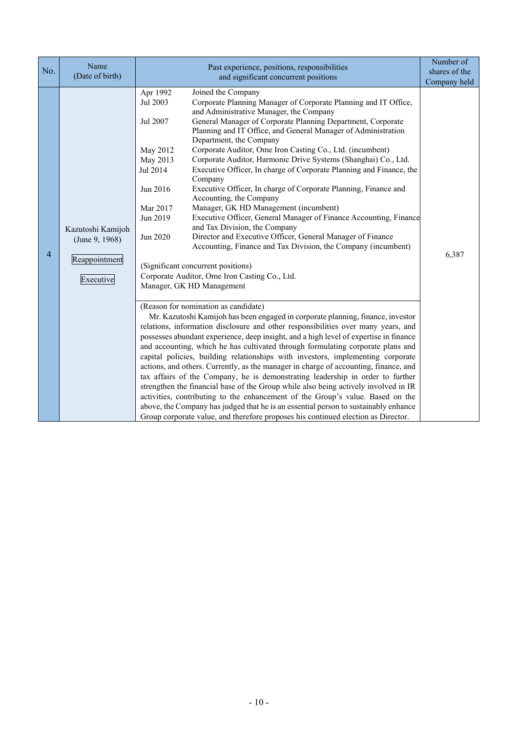| No. | Name (Date of birth) | Past experience, positions, responsibilities and significant concurrent positions | Number of shares of the Company held |
|---|---|---|---|
| 4 | Kazutoshi Kamijoh (June 9, 1968) Reappointment Executive | Apr 1992 Joined the Company<br>Jul 2003 Corporate Planning Manager of Corporate Planning and IT Office, and Administrative Manager, the Company<br>Jul 2007 General Manager of Corporate Planning Department, Corporate Planning and IT Office, and General Manager of Administration Department, the Company<br>May 2012 Corporate Auditor, Ome Iron Casting Co., Ltd. (incumbent)<br>May 2013 Corporate Auditor, Harmonic Drive Systems (Shanghai) Co., Ltd.<br>Jul 2014 Executive Officer, In charge of Corporate Planning and Finance, the Company<br>Jun 2016 Executive Officer, In charge of Corporate Planning, Finance and Accounting, the Company<br>Mar 2017 Manager, GK HD Management (incumbent)<br>Jun 2019 Executive Officer, General Manager of Finance Accounting, Finance and Tax Division, the Company<br>Jun 2020 Director and Executive Officer, General Manager of Finance Accounting, Finance and Tax Division, the Company (incumbent)<br><br>(Significant concurrent positions)<br>Corporate Auditor, Ome Iron Casting Co., Ltd.<br>Manager, GK HD Management | 6,387 |
| | | (Reason for nomination as candidate)<br>Mr. Kazutoshi Kamijoh has been engaged in corporate planning, finance, investor relations, information disclosure and other responsibilities over many years, and possesses abundant experience, deep insight, and a high level of expertise in finance and accounting, which he has cultivated through formulating corporate plans and capital policies, building relationships with investors, implementing corporate actions, and others. Currently, as the manager in charge of accounting, finance, and tax affairs of the Company, he is demonstrating leadership in order to further strengthen the financial base of the Group while also being actively involved in IR activities, contributing to the enhancement of the Group's value. Based on the above, the Company has judged that he is an essential person to sustainably enhance Group corporate value, and therefore proposes his continued election as Director. | |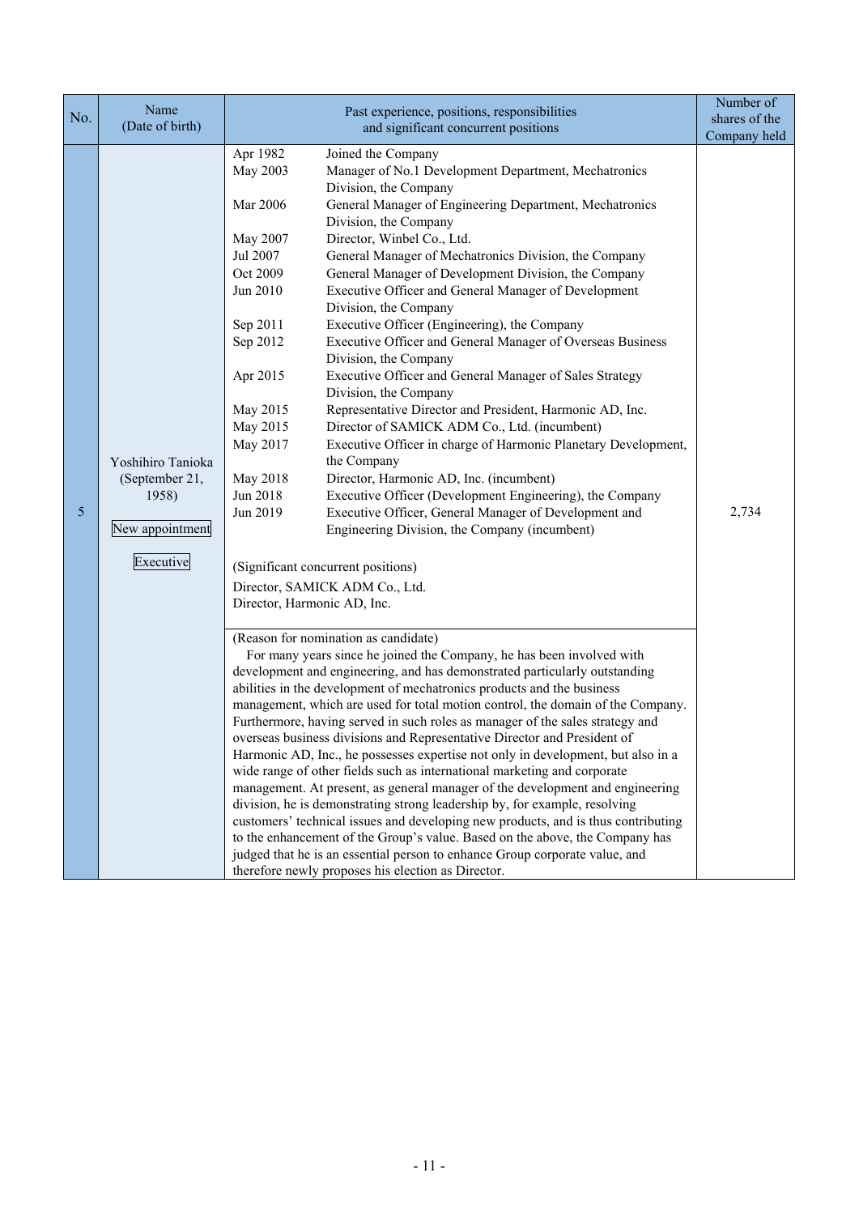| No. | Name (Date of birth) | Past experience, positions, responsibilities and significant concurrent positions | Number of shares of the Company held |
|---|---|---|---|
| 5 | Yoshihiro Tanioka (September 21, 1958)<br><br>New appointment<br><br>Executive | Apr 1982 Joined the Company<br>May 2003 Manager of No.1 Development Department, Mechatronics Division, the Company<br>Mar 2006 General Manager of Engineering Department, Mechatronics Division, the Company<br>May 2007 Director, Winbel Co., Ltd.<br>Jul 2007 General Manager of Mechatronics Division, the Company<br>Oct 2009 General Manager of Development Division, the Company<br>Jun 2010 Executive Officer and General Manager of Development Division, the Company<br>Sep 2011 Executive Officer (Engineering), the Company<br>Sep 2012 Executive Officer and General Manager of Overseas Business Division, the Company<br>Apr 2015 Executive Officer and General Manager of Sales Strategy Division, the Company<br>May 2015 Representative Director and President, Harmonic AD, Inc.<br>May 2015 Director of SAMICK ADM Co., Ltd. (incumbent)<br>May 2017 Executive Officer in charge of Harmonic Planetary Development, the Company<br>May 2018 Director, Harmonic AD, Inc. (incumbent)<br>Jun 2018 Executive Officer (Development Engineering), the Company<br>Jun 2019 Executive Officer, General Manager of Development and Engineering Division, the Company (incumbent)<br><br>(Significant concurrent positions)<br>Director, SAMICK ADM Co., Ltd.<br>Director, Harmonic AD, Inc. | 2,734 |
| | | (Reason for nomination as candidate)<br>For many years since he joined the Company, he has been involved with development and engineering, and has demonstrated particularly outstanding abilities in the development of mechatronics products and the business management, which are used for total motion control, the domain of the Company. Furthermore, having served in such roles as manager of the sales strategy and overseas business divisions and Representative Director and President of Harmonic AD, Inc., he possesses expertise not only in development, but also in a wide range of other fields such as international marketing and corporate management. At present, as general manager of the development and engineering division, he is demonstrating strong leadership by, for example, resolving customers' technical issues and developing new products, and is thus contributing to the enhancement of the Group's value. Based on the above, the Company has judged that he is an essential person to enhance Group corporate value, and therefore newly proposes his election as Director. | |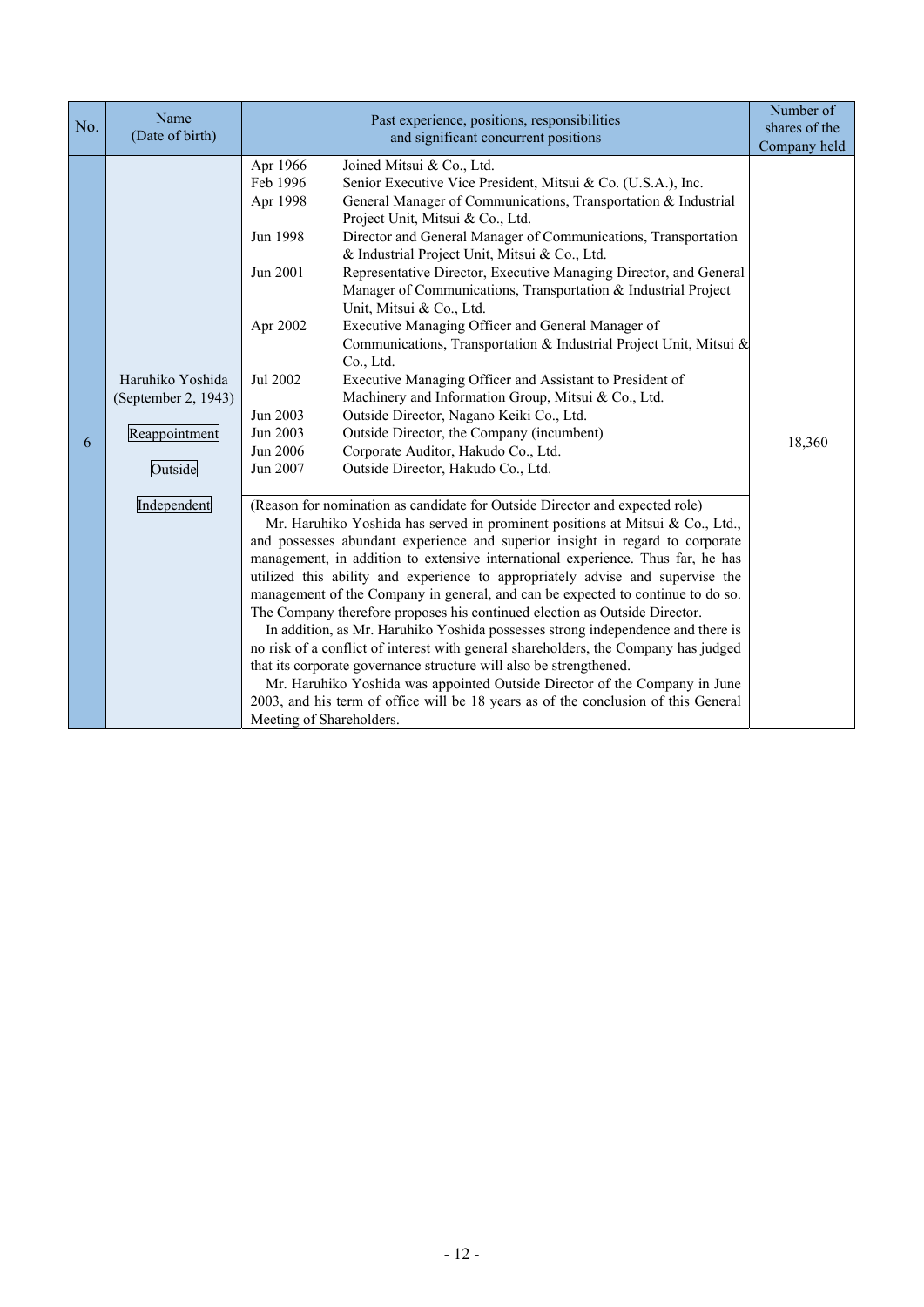| No. | Name (Date of birth) | Past experience, positions, responsibilities and significant concurrent positions | Number of shares of the Company held |
|---|---|---|---|
| 6 | Haruhiko Yoshida (September 2, 1943)<br><br>Reappointment<br><br>Outside<br><br>Independent | Apr 1966 Joined Mitsui & Co., Ltd.<br>Feb 1996 Senior Executive Vice President, Mitsui & Co. (U.S.A.), Inc.<br>Apr 1998 General Manager of Communications, Transportation & Industrial Project Unit, Mitsui & Co., Ltd.<br>Jun 1998 Director and General Manager of Communications, Transportation & Industrial Project Unit, Mitsui & Co., Ltd.<br>Jun 2001 Representative Director, Executive Managing Director, and General Manager of Communications, Transportation & Industrial Project Unit, Mitsui & Co., Ltd.<br>Apr 2002 Executive Managing Officer and General Manager of Communications, Transportation & Industrial Project Unit, Mitsui & Co., Ltd.<br>Jul 2002 Executive Managing Officer and Assistant to President of Machinery and Information Group, Mitsui & Co., Ltd.<br>Jun 2003 Outside Director, Nagano Keiki Co., Ltd.<br>Jun 2003 Outside Director, the Company (incumbent)<br>Jun 2006 Corporate Auditor, Hakudo Co., Ltd.<br>Jun 2007 Outside Director, Hakudo Co., Ltd. | 18,360 |
| | | (Reason for nomination as candidate for Outside Director and expected role)<br>Mr. Haruhiko Yoshida has served in prominent positions at Mitsui & Co., Ltd., and possesses abundant experience and superior insight in regard to corporate management, in addition to extensive international experience. Thus far, he has utilized this ability and experience to appropriately advise and supervise the management of the Company in general, and can be expected to continue to do so. The Company therefore proposes his continued election as Outside Director.<br>In addition, as Mr. Haruhiko Yoshida possesses strong independence and there is no risk of a conflict of interest with general shareholders, the Company has judged that its corporate governance structure will also be strengthened.<br>Mr. Haruhiko Yoshida was appointed Outside Director of the Company in June 2003, and his term of office will be 18 years as of the conclusion of this General Meeting of Shareholders. | |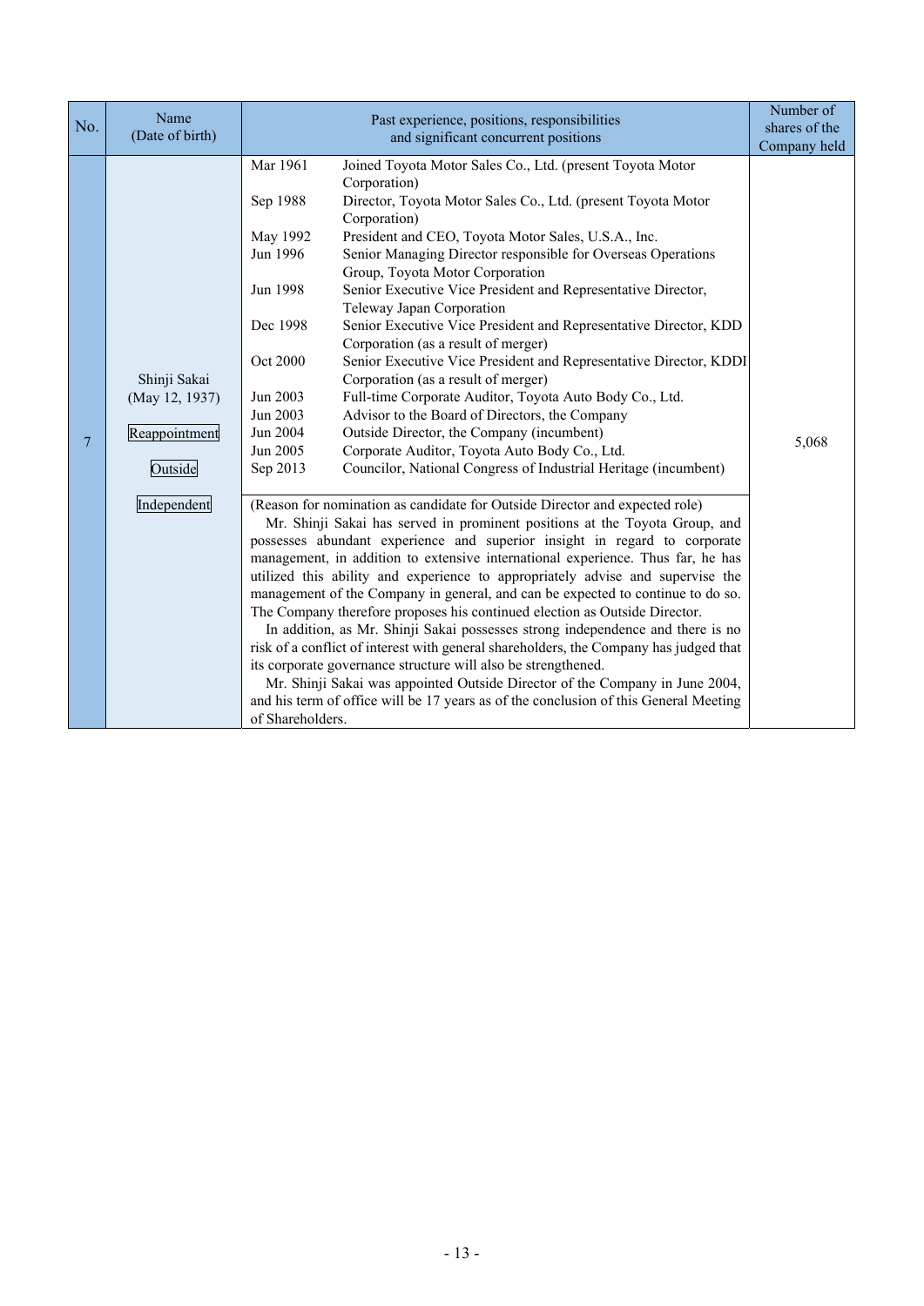| No. | Name (Date of birth) | Past experience, positions, responsibilities and significant concurrent positions | Number of shares of the Company held |
|---|---|---|---|
| 7 | Shinji Sakai (May 12, 1937)<br><br>Reappointment<br><br>Outside<br><br>Independent | Mar 1961 Joined Toyota Motor Sales Co., Ltd. (present Toyota Motor Corporation)<br>Sep 1988 Director, Toyota Motor Sales Co., Ltd. (present Toyota Motor Corporation)<br>May 1992 President and CEO, Toyota Motor Sales, U.S.A., Inc.<br>Jun 1996 Senior Managing Director responsible for Overseas Operations Group, Toyota Motor Corporation<br>Jun 1998 Senior Executive Vice President and Representative Director, Teleway Japan Corporation<br>Dec 1998 Senior Executive Vice President and Representative Director, KDD Corporation (as a result of merger)<br>Oct 2000 Senior Executive Vice President and Representative Director, KDDI Corporation (as a result of merger)<br>Jun 2003 Full-time Corporate Auditor, Toyota Auto Body Co., Ltd.<br>Jun 2003 Advisor to the Board of Directors, the Company<br>Jun 2004 Outside Director, the Company (incumbent)<br>Jun 2005 Corporate Auditor, Toyota Auto Body Co., Ltd.<br>Sep 2013 Councilor, National Congress of Industrial Heritage (incumbent) | 5,068 |
| | | (Reason for nomination as candidate for Outside Director and expected role)<br>Mr. Shinji Sakai has served in prominent positions at the Toyota Group, and possesses abundant experience and superior insight in regard to corporate management, in addition to extensive international experience. Thus far, he has utilized this ability and experience to appropriately advise and supervise the management of the Company in general, and can be expected to continue to do so. The Company therefore proposes his continued election as Outside Director.<br>In addition, as Mr. Shinji Sakai possesses strong independence and there is no risk of a conflict of interest with general shareholders, the Company has judged that its corporate governance structure will also be strengthened.<br>Mr. Shinji Sakai was appointed Outside Director of the Company in June 2004, and his term of office will be 17 years as of the conclusion of this General Meeting of Shareholders. | |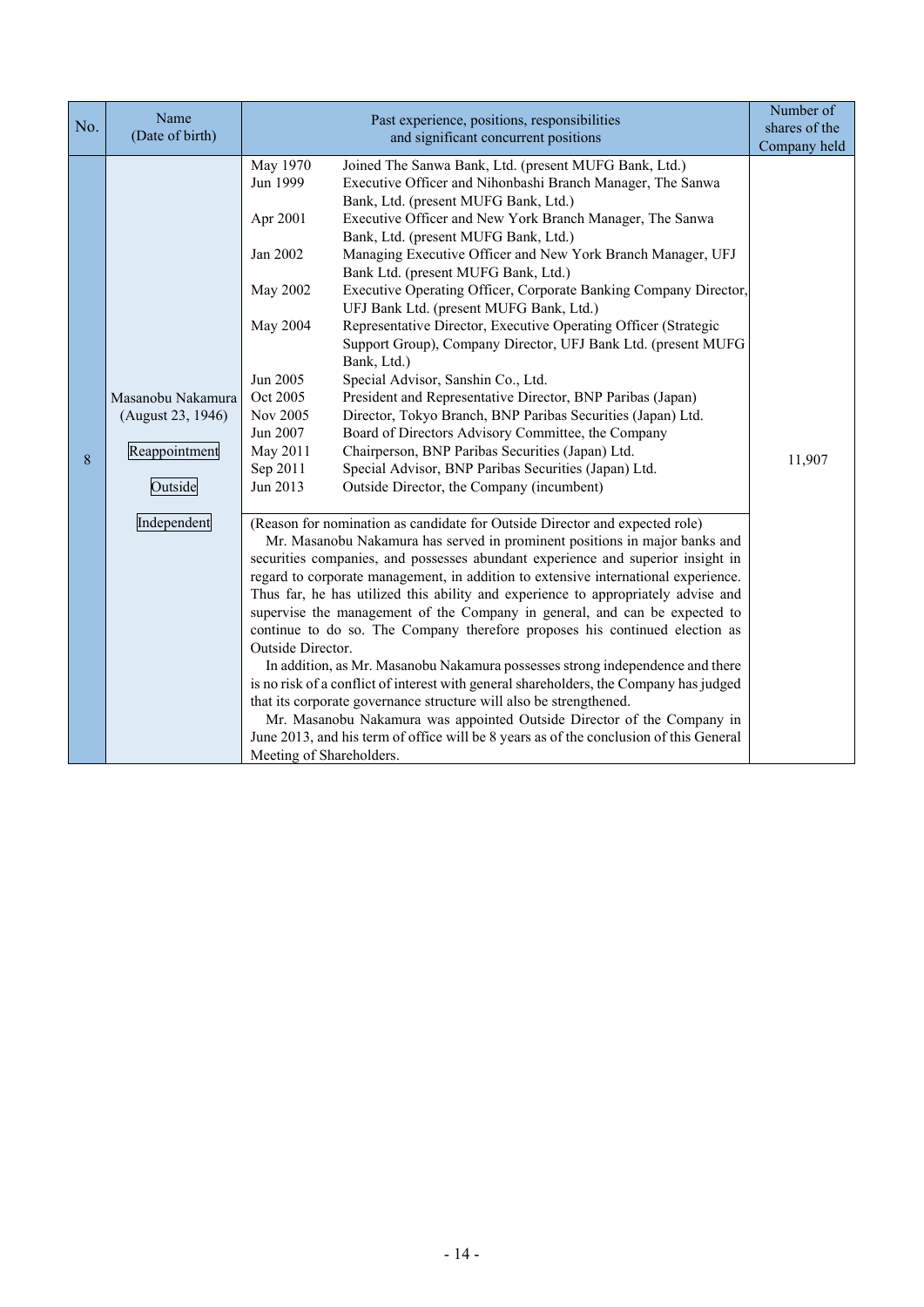| No. | Name (Date of birth) | Past experience, positions, responsibilities and significant concurrent positions | | Number of shares of the Company held |
|---|---|---|---|---|
| 8 | Masanobu Nakamura (August 23, 1946)<br><br>Reappointment<br><br>Outside<br><br>Independent | May 1970 | Joined The Sanwa Bank, Ltd. (present MUFG Bank, Ltd.) | 11,907 |
| | | Jun 1999 | Executive Officer and Nihonbashi Branch Manager, The Sanwa Bank, Ltd. (present MUFG Bank, Ltd.) | |
| | | Apr 2001 | Executive Officer and New York Branch Manager, The Sanwa Bank, Ltd. (present MUFG Bank, Ltd.) | |
| | | Jan 2002 | Managing Executive Officer and New York Branch Manager, UFJ Bank Ltd. (present MUFG Bank, Ltd.) | |
| | | May 2002 | Executive Operating Officer, Corporate Banking Company Director, UFJ Bank Ltd. (present MUFG Bank, Ltd.) | |
| | | May 2004 | Representative Director, Executive Operating Officer (Strategic Support Group), Company Director, UFJ Bank Ltd. (present MUFG Bank, Ltd.) | |
| | | Jun 2005 | Special Advisor, Sanshin Co., Ltd. | |
| | | Oct 2005 | President and Representative Director, BNP Paribas (Japan) | |
| | | Nov 2005 | Director, Tokyo Branch, BNP Paribas Securities (Japan) Ltd. | |
| | | Jun 2007 | Board of Directors Advisory Committee, the Company | |
| | | May 2011 | Chairperson, BNP Paribas Securities (Japan) Ltd. | |
| | | Sep 2011 | Special Advisor, BNP Paribas Securities (Japan) Ltd. | |
| | | Jun 2013 | Outside Director, the Company (incumbent) | |
| | | (Reason for nomination as candidate for Outside Director and expected role)<br>Mr. Masanobu Nakamura has served in prominent positions in major banks and securities companies, and possesses abundant experience and superior insight in regard to corporate management, in addition to extensive international experience. Thus far, he has utilized this ability and experience to appropriately advise and supervise the management of the Company in general, and can be expected to continue to do so. The Company therefore proposes his continued election as Outside Director.<br>In addition, as Mr. Masanobu Nakamura possesses strong independence and there is no risk of a conflict of interest with general shareholders, the Company has judged that its corporate governance structure will also be strengthened.<br>Mr. Masanobu Nakamura was appointed Outside Director of the Company in June 2013, and his term of office will be 8 years as of the conclusion of this General Meeting of Shareholders. | | |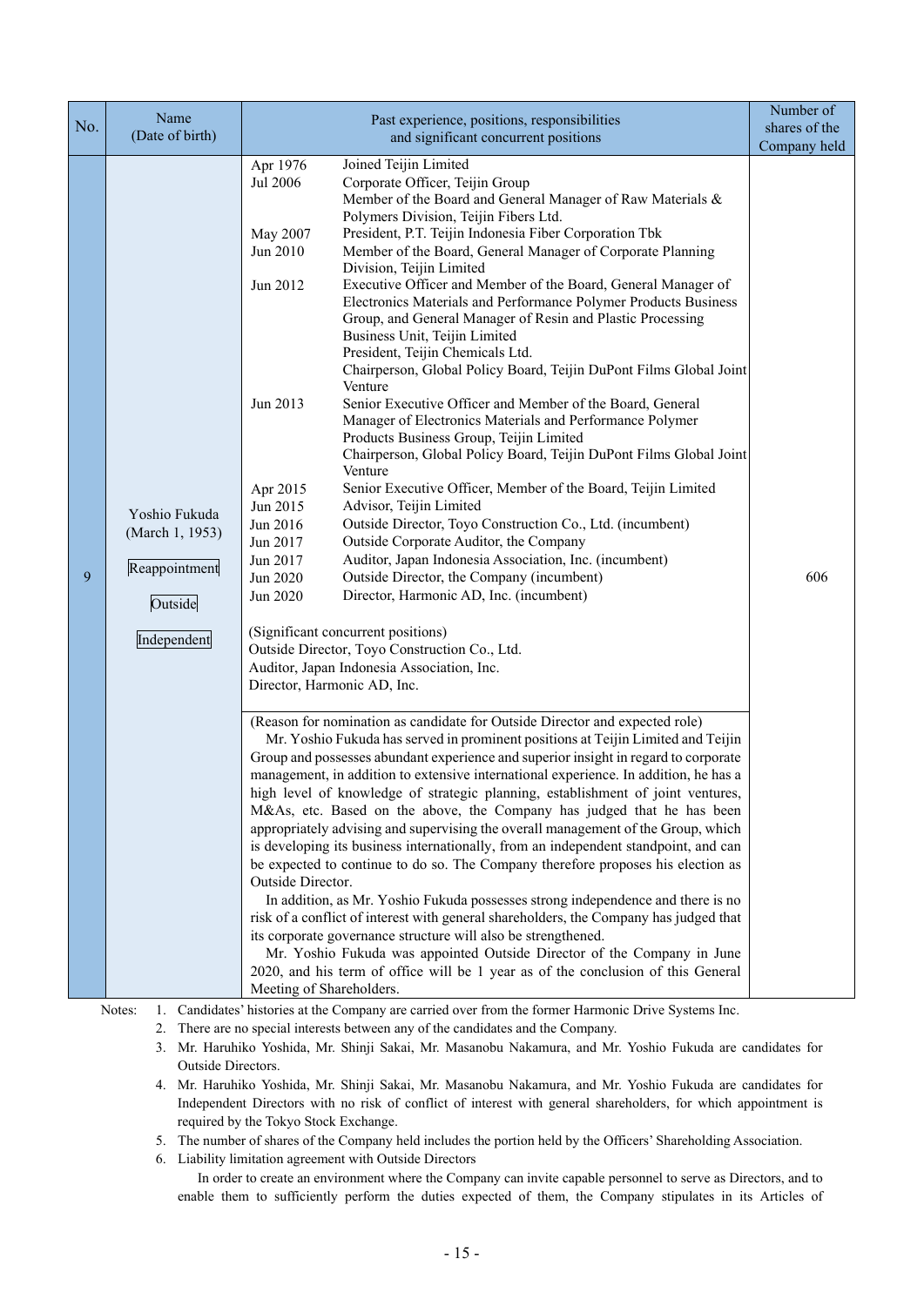| No. | Name (Date of birth) | Past experience, positions, responsibilities and significant concurrent positions | Number of shares of the Company held |
|---|---|---|---|
| 9 | Yoshio Fukuda (March 1, 1953)<br>Reappointment<br>Outside<br>Independent | Apr 1976 Joined Teijin Limited<br>Jul 2006 Corporate Officer, Teijin Group<br>Member of the Board and General Manager of Raw Materials & Polymers Division, Teijin Fibers Ltd.<br>May 2007 President, P.T. Teijin Indonesia Fiber Corporation Tbk<br>Jun 2010 Member of the Board, General Manager of Corporate Planning Division, Teijin Limited<br>Jun 2012 Executive Officer and Member of the Board, General Manager of Electronics Materials and Performance Polymer Products Business Group, and General Manager of Resin and Plastic Processing Business Unit, Teijin Limited<br>President, Teijin Chemicals Ltd.<br>Chairperson, Global Policy Board, Teijin DuPont Films Global Joint Venture<br>Jun 2013 Senior Executive Officer and Member of the Board, General Manager of Electronics Materials and Performance Polymer Products Business Group, Teijin Limited<br>Chairperson, Global Policy Board, Teijin DuPont Films Global Joint Venture<br>Apr 2015 Senior Executive Officer, Member of the Board, Teijin Limited<br>Jun 2015 Advisor, Teijin Limited<br>Jun 2016 Outside Director, Toyo Construction Co., Ltd. (incumbent)<br>Jun 2017 Outside Corporate Auditor, the Company<br>Jun 2017 Auditor, Japan Indonesia Association, Inc. (incumbent)<br>Jun 2020 Outside Director, the Company (incumbent)<br>Jun 2020 Director, Harmonic AD, Inc. (incumbent)<br><br>(Significant concurrent positions)<br>Outside Director, Toyo Construction Co., Ltd.<br>Auditor, Japan Indonesia Association, Inc.<br>Director, Harmonic AD, Inc. | 606 |
| | | (Reason for nomination as candidate for Outside Director and expected role)<br>Mr. Yoshio Fukuda has served in prominent positions at Teijin Limited and Teijin Group and possesses abundant experience and superior insight in regard to corporate management, in addition to extensive international experience. In addition, he has a high level of knowledge of strategic planning, establishment of joint ventures, M&As, etc. Based on the above, the Company has judged that he has been appropriately advising and supervising the overall management of the Group, which is developing its business internationally, from an independent standpoint, and can be expected to continue to do so. The Company therefore proposes his election as Outside Director.<br>In addition, as Mr. Yoshio Fukuda possesses strong independence and there is no risk of a conflict of interest with general shareholders, the Company has judged that its corporate governance structure will also be strengthened.<br>Mr. Yoshio Fukuda was appointed Outside Director of the Company in June 2020, and his term of office will be 1 year as of the conclusion of this General Meeting of Shareholders. | |

Notes:
1. Candidates' histories at the Company are carried over from the former Harmonic Drive Systems Inc.
2. There are no special interests between any of the candidates and the Company.
3. Mr. Haruhiko Yoshida, Mr. Shinji Sakai, Mr. Masanobu Nakamura, and Mr. Yoshio Fukuda are candidates for Outside Directors.
4. Mr. Haruhiko Yoshida, Mr. Shinji Sakai, Mr. Masanobu Nakamura, and Mr. Yoshio Fukuda are candidates for Independent Directors with no risk of conflict of interest with general shareholders, for which appointment is required by the Tokyo Stock Exchange.
5. The number of shares of the Company held includes the portion held by the Officers' Shareholding Association.
6. Liability limitation agreement with Outside Directors

   In order to create an environment where the Company can invite capable personnel to serve as Directors, and to enable them to sufficiently perform the duties expected of them, the Company stipulates in its Articles of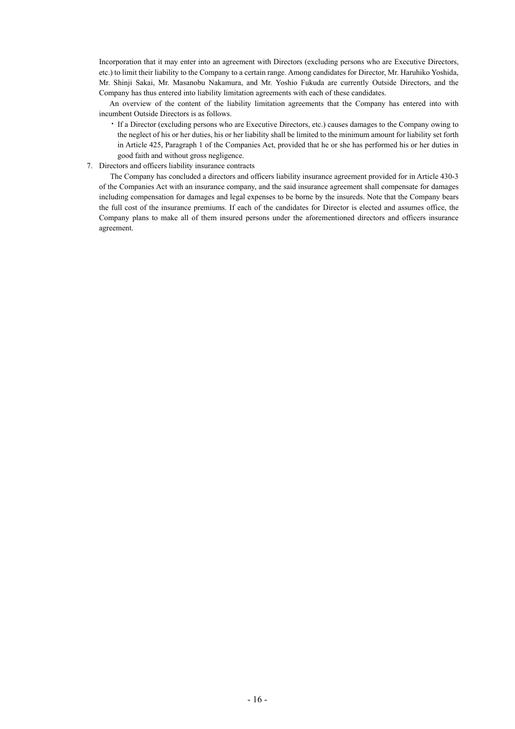Incorporation that it may enter into an agreement with Directors (excluding persons who are Executive Directors, etc.) to limit their liability to the Company to a certain range. Among candidates for Director, Mr. Haruhiko Yoshida, Mr. Shinji Sakai, Mr. Masanobu Nakamura, and Mr. Yoshio Fukuda are currently Outside Directors, and the Company has thus entered into liability limitation agreements with each of these candidates.

An overview of the content of the liability limitation agreements that the Company has entered into with incumbent Outside Directors is as follows.

- If a Director (excluding persons who are Executive Directors, etc.) causes damages to the Company owing to the neglect of his or her duties, his or her liability shall be limited to the minimum amount for liability set forth in Article 425, Paragraph 1 of the Companies Act, provided that he or she has performed his or her duties in good faith and without gross negligence.

7. Directors and officers liability insurance contracts

The Company has concluded a directors and officers liability insurance agreement provided for in Article 430-3 of the Companies Act with an insurance company, and the said insurance agreement shall compensate for damages including compensation for damages and legal expenses to be borne by the insureds. Note that the Company bears the full cost of the insurance premiums. If each of the candidates for Director is elected and assumes office, the Company plans to make all of them insured persons under the aforementioned directors and officers insurance agreement.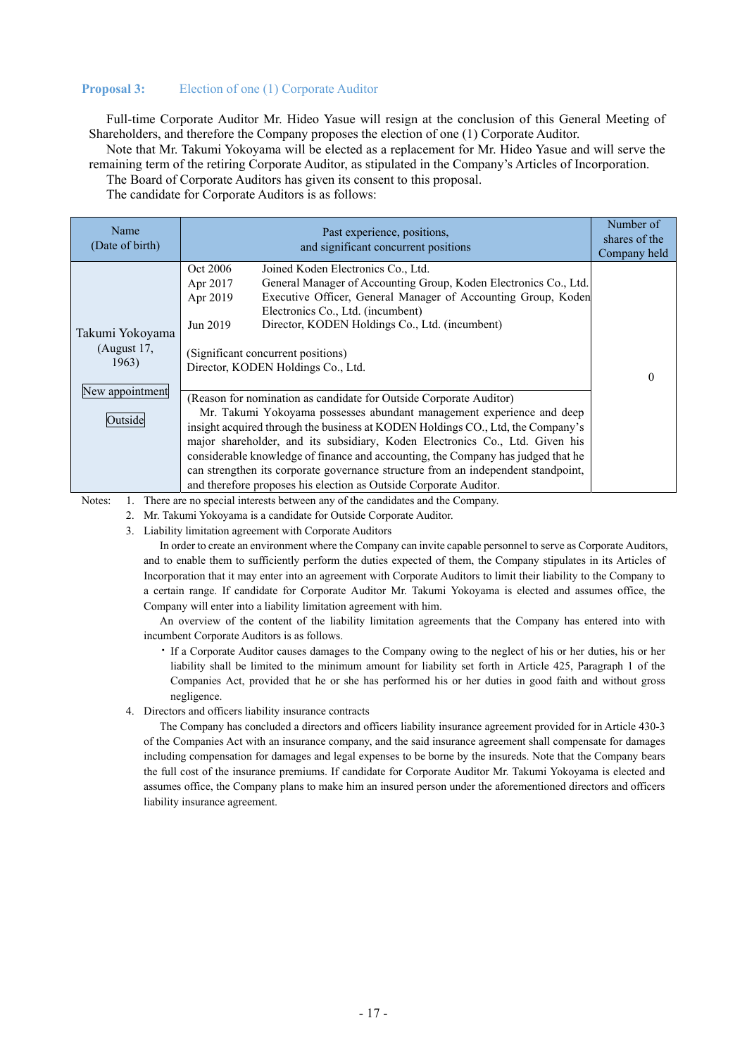**Proposal 3:** Election of one (1) Corporate Auditor

Full-time Corporate Auditor Mr. Hideo Yasue will resign at the conclusion of this General Meeting of Shareholders, and therefore the Company proposes the election of one (1) Corporate Auditor.

Note that Mr. Takumi Yokoyama will be elected as a replacement for Mr. Hideo Yasue and will serve the remaining term of the retiring Corporate Auditor, as stipulated in the Company's Articles of Incorporation.

The Board of Corporate Auditors has given its consent to this proposal.

The candidate for Corporate Auditors is as follows:

| Name (Date of birth) | Past experience, positions, and significant concurrent positions | Number of shares of the Company held |
|---|---|---|
| Takumi Yokoyama (August 17, 1963) New appointment Outside | Oct 2006 Joined Koden Electronics Co., Ltd.<br>Apr 2017 General Manager of Accounting Group, Koden Electronics Co., Ltd.<br>Apr 2019 Executive Officer, General Manager of Accounting Group, Koden Electronics Co., Ltd. (incumbent)<br>Jun 2019 Director, KODEN Holdings Co., Ltd. (incumbent)<br><br>(Significant concurrent positions)<br>Director, KODEN Holdings Co., Ltd. | 0 |
| | (Reason for nomination as candidate for Outside Corporate Auditor)<br>Mr. Takumi Yokoyama possesses abundant management experience and deep insight acquired through the business at KODEN Holdings CO., Ltd, the Company's major shareholder, and its subsidiary, Koden Electronics Co., Ltd. Given his considerable knowledge of finance and accounting, the Company has judged that he can strengthen its corporate governance structure from an independent standpoint, and therefore proposes his election as Outside Corporate Auditor. | |

Notes:
1. There are no special interests between any of the candidates and the Company.
2. Mr. Takumi Yokoyama is a candidate for Outside Corporate Auditor.
3. Liability limitation agreement with Corporate Auditors

   In order to create an environment where the Company can invite capable personnel to serve as Corporate Auditors, and to enable them to sufficiently perform the duties expected of them, the Company stipulates in its Articles of Incorporation that it may enter into an agreement with Corporate Auditors to limit their liability to the Company to a certain range. If candidate for Corporate Auditor Mr. Takumi Yokoyama is elected and assumes office, the Company will enter into a liability limitation agreement with him.

   An overview of the content of the liability limitation agreements that the Company has entered into with incumbent Corporate Auditors is as follows.

   - If a Corporate Auditor causes damages to the Company owing to the neglect of his or her duties, his or her liability shall be limited to the minimum amount for liability set forth in Article 425, Paragraph 1 of the Companies Act, provided that he or she has performed his or her duties in good faith and without gross negligence.

4. Directors and officers liability insurance contracts

   The Company has concluded a directors and officers liability insurance agreement provided for in Article 430-3 of the Companies Act with an insurance company, and the said insurance agreement shall compensate for damages including compensation for damages and legal expenses to be borne by the insureds. Note that the Company bears the full cost of the insurance premiums. If candidate for Corporate Auditor Mr. Takumi Yokoyama is elected and assumes office, the Company plans to make him an insured person under the aforementioned directors and officers liability insurance agreement.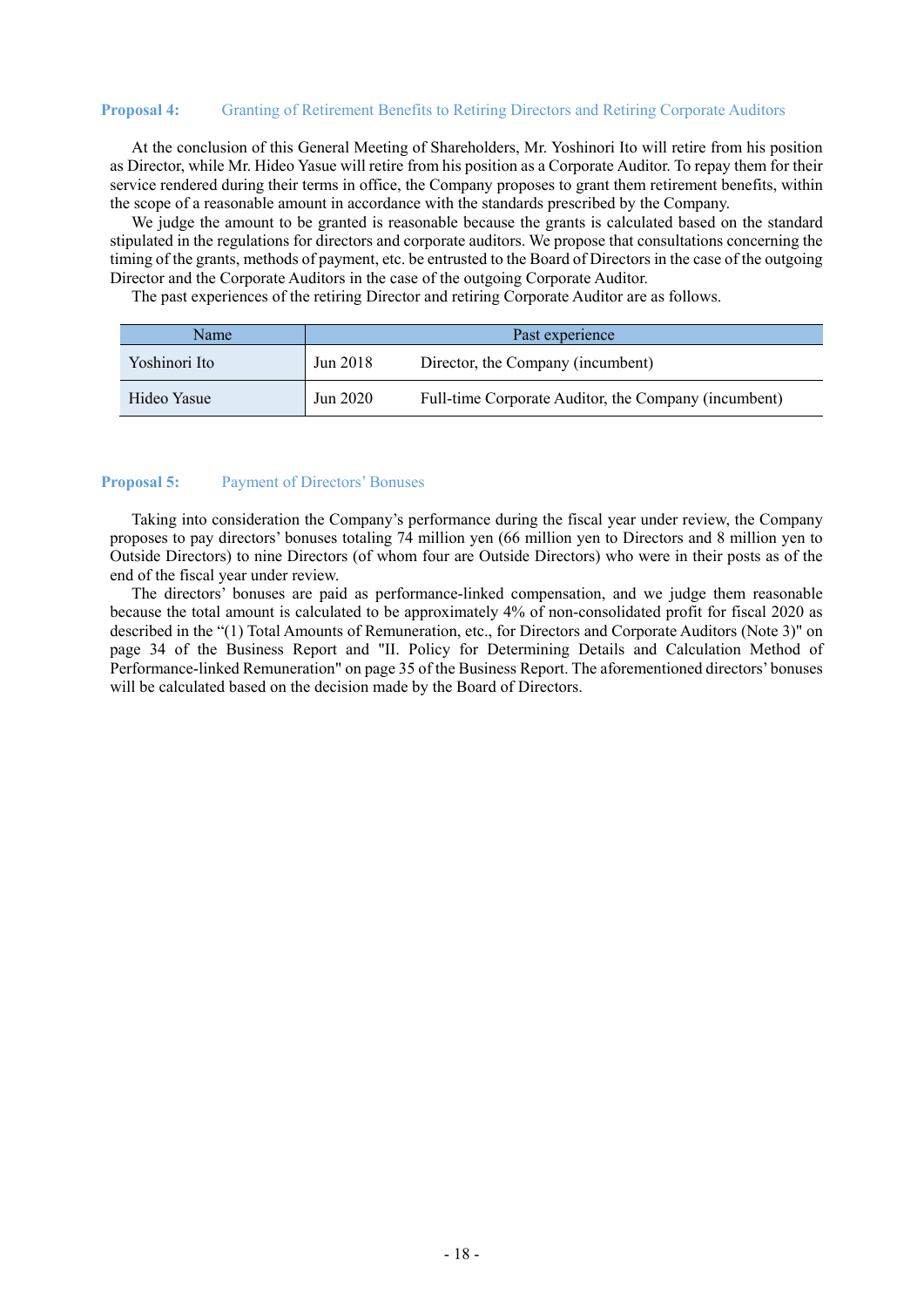**Proposal 4:** Granting of Retirement Benefits to Retiring Directors and Retiring Corporate Auditors

At the conclusion of this General Meeting of Shareholders, Mr. Yoshinori Ito will retire from his position as Director, while Mr. Hideo Yasue will retire from his position as a Corporate Auditor. To repay them for their service rendered during their terms in office, the Company proposes to grant them retirement benefits, within the scope of a reasonable amount in accordance with the standards prescribed by the Company.

We judge the amount to be granted is reasonable because the grants is calculated based on the standard stipulated in the regulations for directors and corporate auditors. We propose that consultations concerning the timing of the grants, methods of payment, etc. be entrusted to the Board of Directors in the case of the outgoing Director and the Corporate Auditors in the case of the outgoing Corporate Auditor.

The past experiences of the retiring Director and retiring Corporate Auditor are as follows.

| Name | Past experience | |
|---|---|---|
| Yoshinori Ito | Jun 2018 | Director, the Company (incumbent) |
| Hideo Yasue | Jun 2020 | Full-time Corporate Auditor, the Company (incumbent) |

**Proposal 5:** Payment of Directors' Bonuses

Taking into consideration the Company's performance during the fiscal year under review, the Company proposes to pay directors' bonuses totaling 74 million yen (66 million yen to Directors and 8 million yen to Outside Directors) to nine Directors (of whom four are Outside Directors) who were in their posts as of the end of the fiscal year under review.

The directors' bonuses are paid as performance-linked compensation, and we judge them reasonable because the total amount is calculated to be approximately 4% of non-consolidated profit for fiscal 2020 as described in the "(1) Total Amounts of Remuneration, etc., for Directors and Corporate Auditors (Note 3)" on page 34 of the Business Report and "II. Policy for Determining Details and Calculation Method of Performance-linked Remuneration" on page 35 of the Business Report. The aforementioned directors' bonuses will be calculated based on the decision made by the Board of Directors.